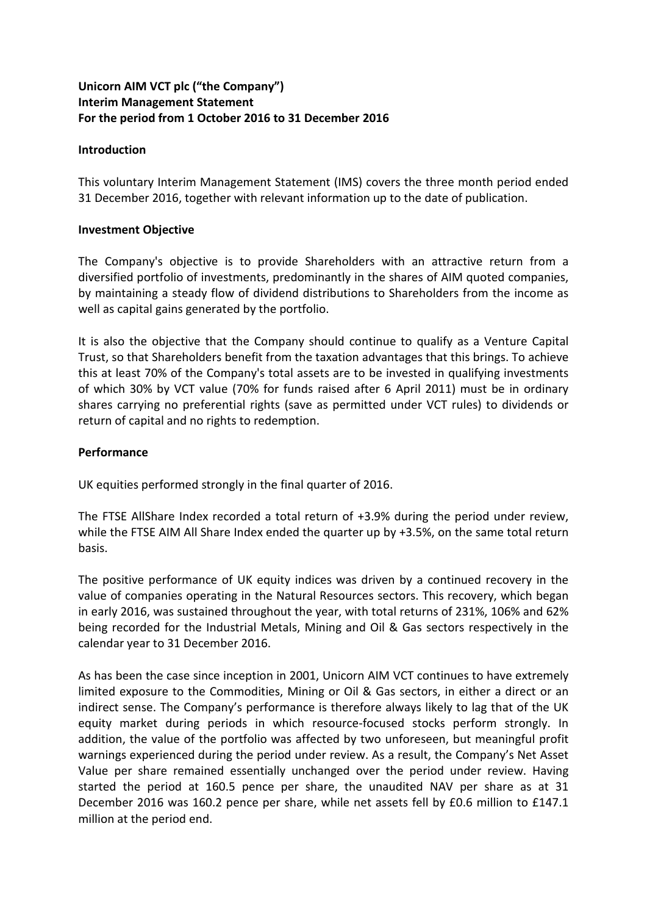**Unicorn AIM VCT plc ("the Company")**
**Interim Management Statement**
**For the period from 1 October 2016 to 31 December 2016**

## Introduction

This voluntary Interim Management Statement (IMS) covers the three month period ended 31 December 2016, together with relevant information up to the date of publication.

## Investment Objective

The Company's objective is to provide Shareholders with an attractive return from a diversified portfolio of investments, predominantly in the shares of AIM quoted companies, by maintaining a steady flow of dividend distributions to Shareholders from the income as well as capital gains generated by the portfolio.

It is also the objective that the Company should continue to qualify as a Venture Capital Trust, so that Shareholders benefit from the taxation advantages that this brings. To achieve this at least 70% of the Company's total assets are to be invested in qualifying investments of which 30% by VCT value (70% for funds raised after 6 April 2011) must be in ordinary shares carrying no preferential rights (save as permitted under VCT rules) to dividends or return of capital and no rights to redemption.

## Performance

UK equities performed strongly in the final quarter of 2016.

The FTSE AllShare Index recorded a total return of +3.9% during the period under review, while the FTSE AIM All Share Index ended the quarter up by +3.5%, on the same total return basis.

The positive performance of UK equity indices was driven by a continued recovery in the value of companies operating in the Natural Resources sectors. This recovery, which began in early 2016, was sustained throughout the year, with total returns of 231%, 106% and 62% being recorded for the Industrial Metals, Mining and Oil & Gas sectors respectively in the calendar year to 31 December 2016.

As has been the case since inception in 2001, Unicorn AIM VCT continues to have extremely limited exposure to the Commodities, Mining or Oil & Gas sectors, in either a direct or an indirect sense. The Company's performance is therefore always likely to lag that of the UK equity market during periods in which resource-focused stocks perform strongly. In addition, the value of the portfolio was affected by two unforeseen, but meaningful profit warnings experienced during the period under review. As a result, the Company's Net Asset Value per share remained essentially unchanged over the period under review. Having started the period at 160.5 pence per share, the unaudited NAV per share as at 31 December 2016 was 160.2 pence per share, while net assets fell by £0.6 million to £147.1 million at the period end.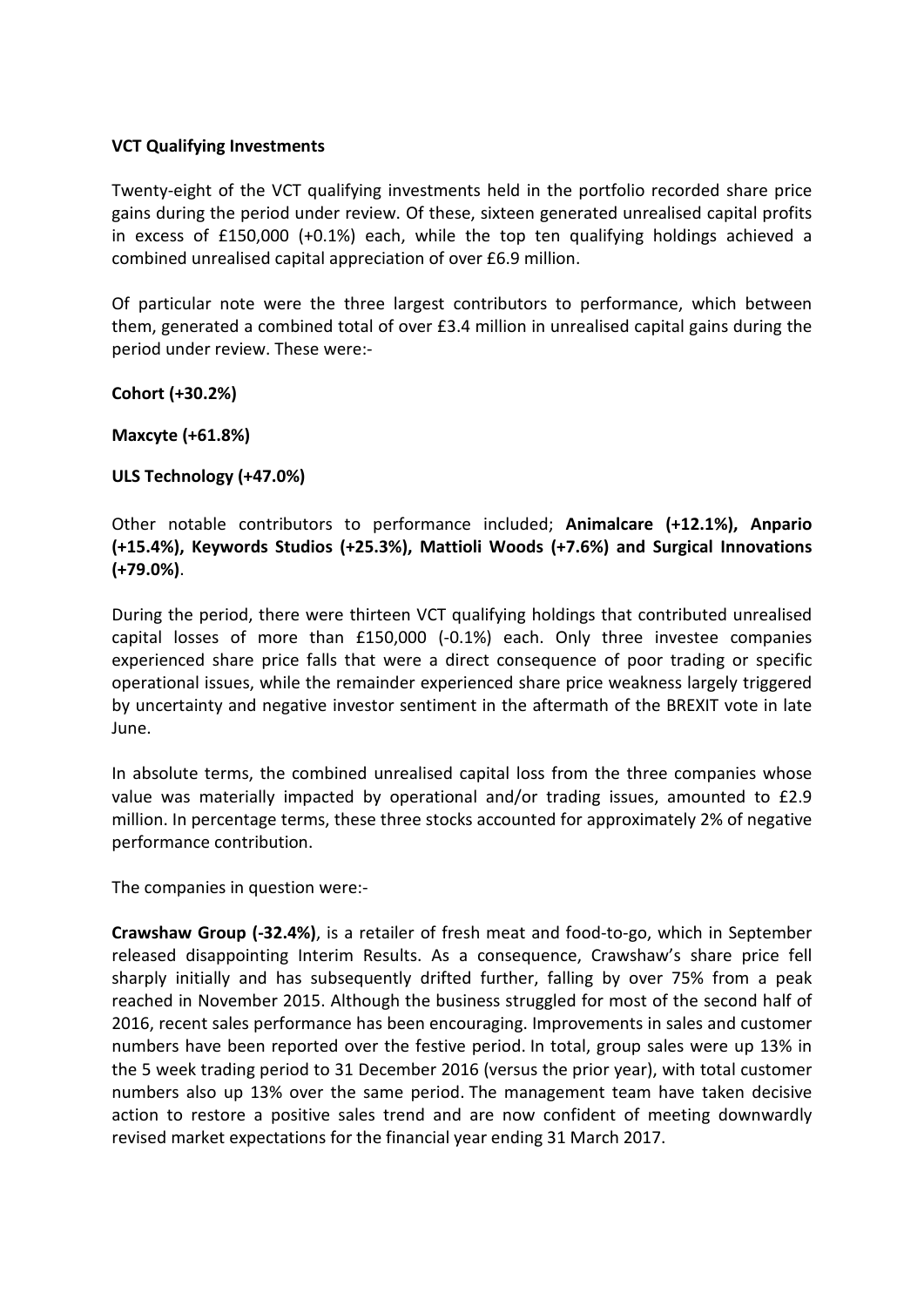**VCT Qualifying Investments**

Twenty-eight of the VCT qualifying investments held in the portfolio recorded share price gains during the period under review. Of these, sixteen generated unrealised capital profits in excess of £150,000 (+0.1%) each, while the top ten qualifying holdings achieved a combined unrealised capital appreciation of over £6.9 million.

Of particular note were the three largest contributors to performance, which between them, generated a combined total of over £3.4 million in unrealised capital gains during the period under review. These were:-

**Cohort (+30.2%)**

**Maxcyte (+61.8%)**

**ULS Technology (+47.0%)**

Other notable contributors to performance included; **Animalcare (+12.1%), Anpario (+15.4%), Keywords Studios (+25.3%), Mattioli Woods (+7.6%) and Surgical Innovations (+79.0%)**.

During the period, there were thirteen VCT qualifying holdings that contributed unrealised capital losses of more than £150,000 (-0.1%) each. Only three investee companies experienced share price falls that were a direct consequence of poor trading or specific operational issues, while the remainder experienced share price weakness largely triggered by uncertainty and negative investor sentiment in the aftermath of the BREXIT vote in late June.

In absolute terms, the combined unrealised capital loss from the three companies whose value was materially impacted by operational and/or trading issues, amounted to £2.9 million. In percentage terms, these three stocks accounted for approximately 2% of negative performance contribution.

The companies in question were:-

**Crawshaw Group (-32.4%)**, is a retailer of fresh meat and food-to-go, which in September released disappointing Interim Results. As a consequence, Crawshaw's share price fell sharply initially and has subsequently drifted further, falling by over 75% from a peak reached in November 2015. Although the business struggled for most of the second half of 2016, recent sales performance has been encouraging. Improvements in sales and customer numbers have been reported over the festive period. In total, group sales were up 13% in the 5 week trading period to 31 December 2016 (versus the prior year), with total customer numbers also up 13% over the same period. The management team have taken decisive action to restore a positive sales trend and are now confident of meeting downwardly revised market expectations for the financial year ending 31 March 2017.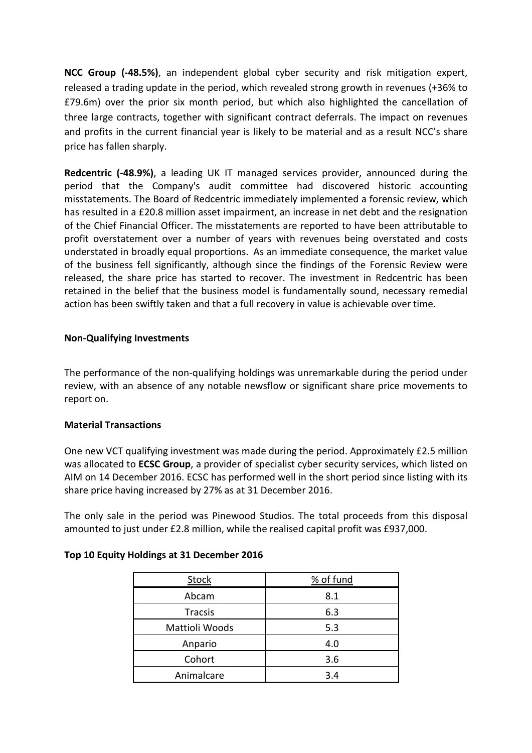**NCC Group (-48.5%)**, an independent global cyber security and risk mitigation expert, released a trading update in the period, which revealed strong growth in revenues (+36% to £79.6m) over the prior six month period, but which also highlighted the cancellation of three large contracts, together with significant contract deferrals. The impact on revenues and profits in the current financial year is likely to be material and as a result NCC's share price has fallen sharply.

**Redcentric (-48.9%)**, a leading UK IT managed services provider, announced during the period that the Company's audit committee had discovered historic accounting misstatements. The Board of Redcentric immediately implemented a forensic review, which has resulted in a £20.8 million asset impairment, an increase in net debt and the resignation of the Chief Financial Officer. The misstatements are reported to have been attributable to profit overstatement over a number of years with revenues being overstated and costs understated in broadly equal proportions. As an immediate consequence, the market value of the business fell significantly, although since the findings of the Forensic Review were released, the share price has started to recover. The investment in Redcentric has been retained in the belief that the business model is fundamentally sound, necessary remedial action has been swiftly taken and that a full recovery in value is achievable over time.

**Non-Qualifying Investments**

The performance of the non-qualifying holdings was unremarkable during the period under review, with an absence of any notable newsflow or significant share price movements to report on.

**Material Transactions**

One new VCT qualifying investment was made during the period. Approximately £2.5 million was allocated to **ECSC Group**, a provider of specialist cyber security services, which listed on AIM on 14 December 2016. ECSC has performed well in the short period since listing with its share price having increased by 27% as at 31 December 2016.

The only sale in the period was Pinewood Studios. The total proceeds from this disposal amounted to just under £2.8 million, while the realised capital profit was £937,000.

**Top 10 Equity Holdings at 31 December 2016**

| Stock | % of fund |
|---|---|
| Abcam | 8.1 |
| Tracsis | 6.3 |
| Mattioli Woods | 5.3 |
| Anpario | 4.0 |
| Cohort | 3.6 |
| Animalcare | 3.4 |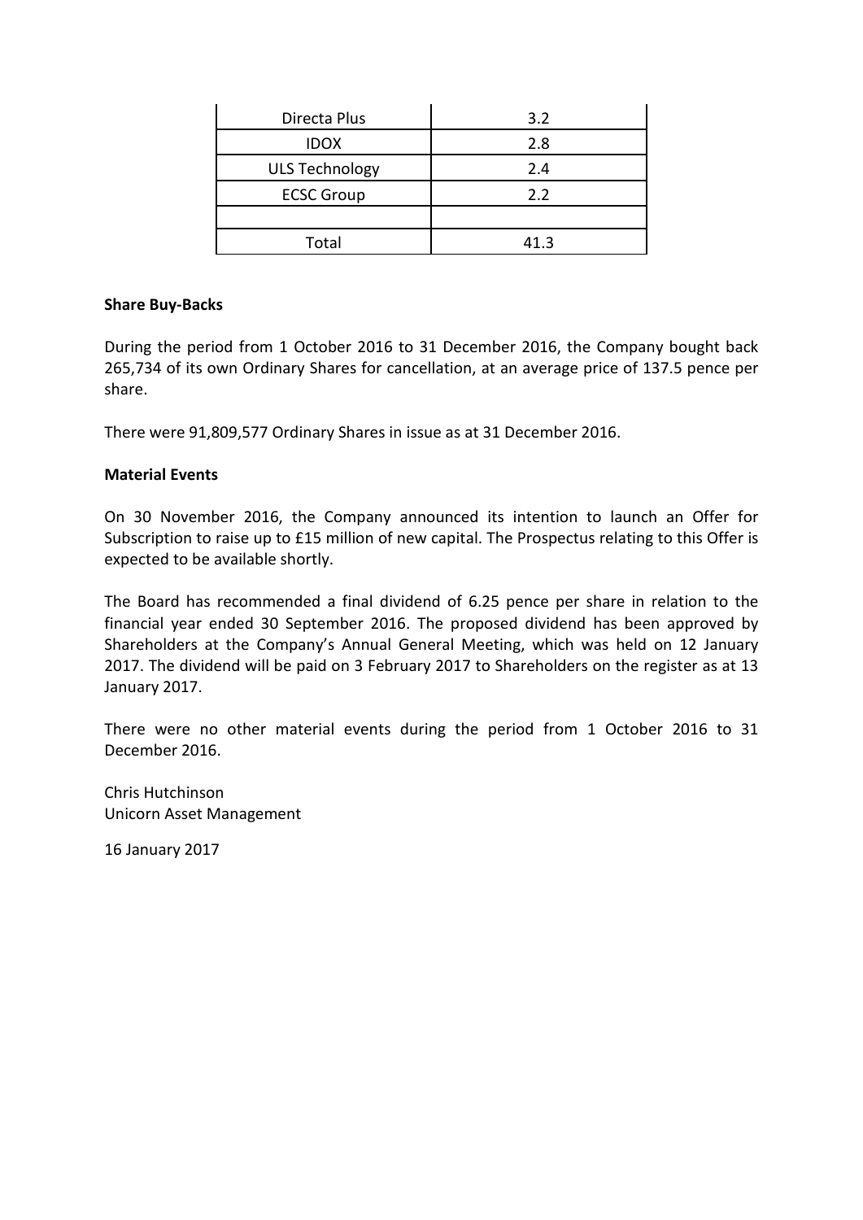| | |
|---|---|
| Directa Plus | 3.2 |
| IDOX | 2.8 |
| ULS Technology | 2.4 |
| ECSC Group | 2.2 |
| | |
| Total | 41.3 |

**Share Buy-Backs**

During the period from 1 October 2016 to 31 December 2016, the Company bought back 265,734 of its own Ordinary Shares for cancellation, at an average price of 137.5 pence per share.

There were 91,809,577 Ordinary Shares in issue as at 31 December 2016.

**Material Events**

On 30 November 2016, the Company announced its intention to launch an Offer for Subscription to raise up to £15 million of new capital. The Prospectus relating to this Offer is expected to be available shortly.

The Board has recommended a final dividend of 6.25 pence per share in relation to the financial year ended 30 September 2016. The proposed dividend has been approved by Shareholders at the Company's Annual General Meeting, which was held on 12 January 2017. The dividend will be paid on 3 February 2017 to Shareholders on the register as at 13 January 2017.

There were no other material events during the period from 1 October 2016 to 31 December 2016.

Chris Hutchinson
Unicorn Asset Management

16 January 2017